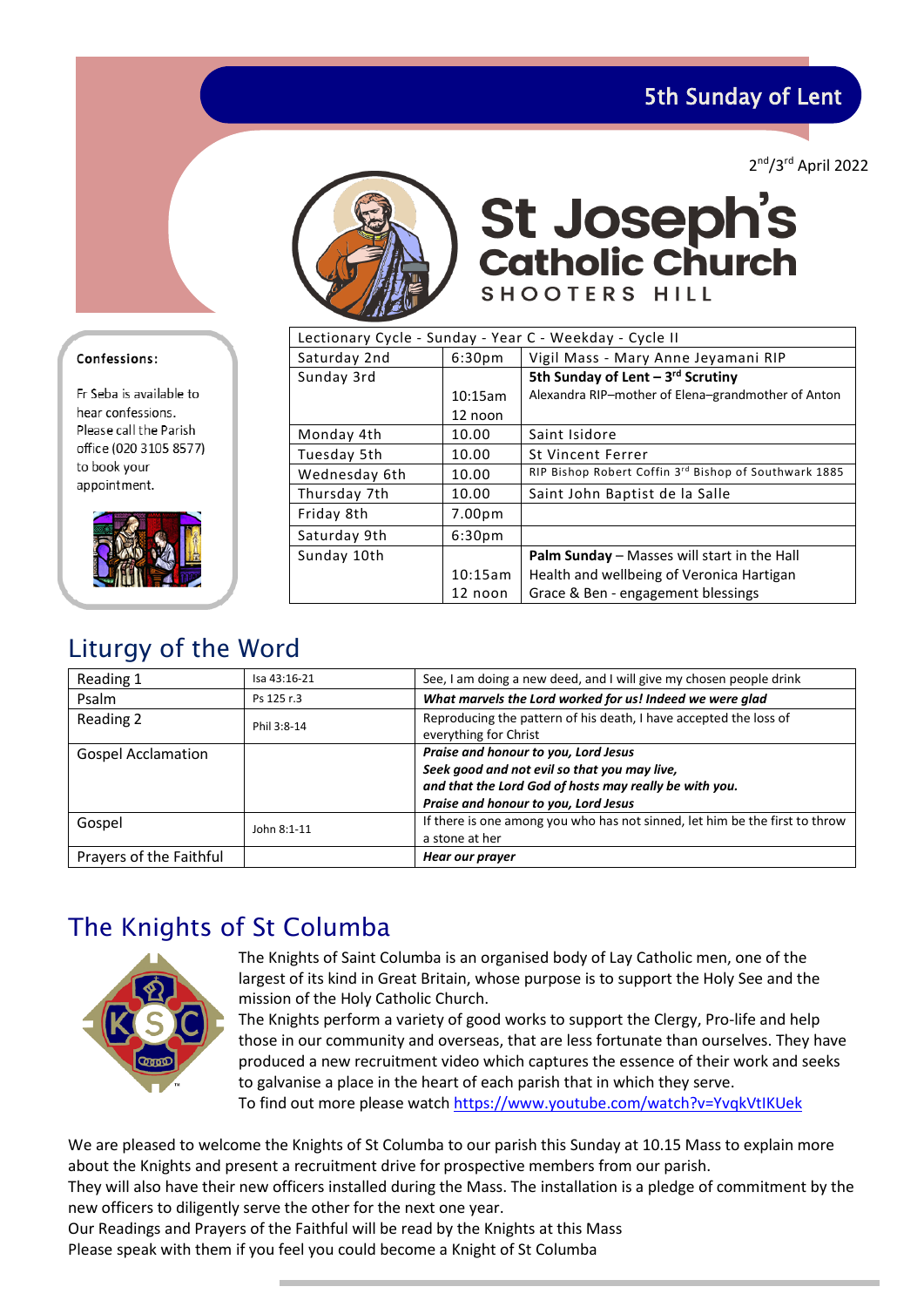# 5th Sunday of Lent

2nd/3rd April 2022

# St Joseph's Catholic Church
SHOOTERS HILL

**Confessions:**

Fr Seba is available to hear confessions. Please call the Parish office (020 3105 8577) to book your appointment.

| Lectionary Cycle - Sunday - Year C - Weekday - Cycle II | | |
|---|---|---|
| Saturday 2nd | 6:30pm | Vigil Mass - Mary Anne Jeyamani RIP |
| Sunday 3rd | 10:15am<br>12 noon | **5th Sunday of Lent – 3rd Scrutiny**<br>Alexandra RIP–mother of Elena–grandmother of Anton |
| Monday 4th | 10.00 | Saint Isidore |
| Tuesday 5th | 10.00 | St Vincent Ferrer |
| Wednesday 6th | 10.00 | RIP Bishop Robert Coffin 3rd Bishop of Southwark 1885 |
| Thursday 7th | 10.00 | Saint John Baptist de la Salle |
| Friday 8th | 7.00pm | |
| Saturday 9th | 6:30pm | |
| Sunday 10th | 10:15am<br>12 noon | **Palm Sunday** – Masses will start in the Hall<br>Health and wellbeing of Veronica Hartigan<br>Grace & Ben - engagement blessings |

## Liturgy of the Word

| | | |
|---|---|---|
| Reading 1 | Isa 43:16-21 | See, I am doing a new deed, and I will give my chosen people drink |
| Psalm | Ps 125 r.3 | ***What marvels the Lord worked for us! Indeed we were glad*** |
| Reading 2 | Phil 3:8-14 | Reproducing the pattern of his death, I have accepted the loss of everything for Christ |
| Gospel Acclamation | | ***Praise and honour to you, Lord Jesus<br>Seek good and not evil so that you may live,<br>and that the Lord God of hosts may really be with you.<br>Praise and honour to you, Lord Jesus*** |
| Gospel | John 8:1-11 | If there is one among you who has not sinned, let him be the first to throw a stone at her |
| Prayers of the Faithful | | ***Hear our prayer*** |

## The Knights of St Columba

The Knights of Saint Columba is an organised body of Lay Catholic men, one of the largest of its kind in Great Britain, whose purpose is to support the Holy See and the mission of the Holy Catholic Church.

The Knights perform a variety of good works to support the Clergy, Pro-life and help those in our community and overseas, that are less fortunate than ourselves. They have produced a new recruitment video which captures the essence of their work and seeks to galvanise a place in the heart of each parish that in which they serve.

To find out more please watch https://www.youtube.com/watch?v=YvqkVtIKUek

We are pleased to welcome the Knights of St Columba to our parish this Sunday at 10.15 Mass to explain more about the Knights and present a recruitment drive for prospective members from our parish.

They will also have their new officers installed during the Mass. The installation is a pledge of commitment by the new officers to diligently serve the other for the next one year.

Our Readings and Prayers of the Faithful will be read by the Knights at this Mass

Please speak with them if you feel you could become a Knight of St Columba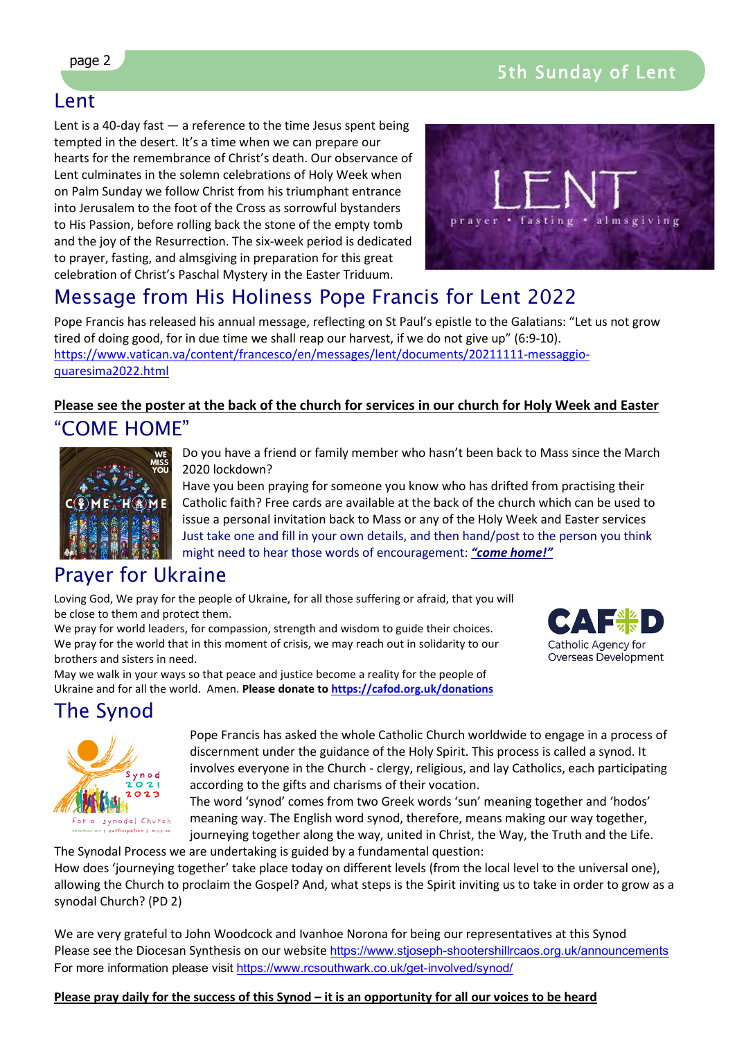## Lent

Lent is a 40-day fast — a reference to the time Jesus spent being tempted in the desert. It's a time when we can prepare our hearts for the remembrance of Christ's death. Our observance of Lent culminates in the solemn celebrations of Holy Week when on Palm Sunday we follow Christ from his triumphant entrance into Jerusalem to the foot of the Cross as sorrowful bystanders to His Passion, before rolling back the stone of the empty tomb and the joy of the Resurrection. The six-week period is dedicated to prayer, fasting, and almsgiving in preparation for this great celebration of Christ's Paschal Mystery in the Easter Triduum.

## Message from His Holiness Pope Francis for Lent 2022

Pope Francis has released his annual message, reflecting on St Paul's epistle to the Galatians: "Let us not grow tired of doing good, for in due time we shall reap our harvest, if we do not give up" (6:9-10).
https://www.vatican.va/content/francesco/en/messages/lent/documents/20211111-messaggio-quaresima2022.html

**Please see the poster at the back of the church for services in our church for Holy Week and Easter**

## "COME HOME"

Do you have a friend or family member who hasn't been back to Mass since the March 2020 lockdown?
Have you been praying for someone you know who has drifted from practising their Catholic faith? Free cards are available at the back of the church which can be used to issue a personal invitation back to Mass or any of the Holy Week and Easter services
Just take one and fill in your own details, and then hand/post to the person you think might need to hear those words of encouragement: ***"come home!"***

## Prayer for Ukraine

Loving God, We pray for the people of Ukraine, for all those suffering or afraid, that you will be close to them and protect them.
We pray for world leaders, for compassion, strength and wisdom to guide their choices.
We pray for the world that in this moment of crisis, we may reach out in solidarity to our brothers and sisters in need.
May we walk in your ways so that peace and justice become a reality for the people of Ukraine and for all the world. Amen. **Please donate to https://cafod.org.uk/donations**

## The Synod

Pope Francis has asked the whole Catholic Church worldwide to engage in a process of discernment under the guidance of the Holy Spirit. This process is called a synod. It involves everyone in the Church - clergy, religious, and lay Catholics, each participating according to the gifts and charisms of their vocation.
The word 'synod' comes from two Greek words 'sun' meaning together and 'hodos' meaning way. The English word synod, therefore, means making our way together, journeying together along the way, united in Christ, the Way, the Truth and the Life.
The Synodal Process we are undertaking is guided by a fundamental question:
How does 'journeying together' take place today on different levels (from the local level to the universal one), allowing the Church to proclaim the Gospel? And, what steps is the Spirit inviting us to take in order to grow as a synodal Church? (PD 2)

We are very grateful to John Woodcock and Ivanhoe Norona for being our representatives at this Synod
Please see the Diocesan Synthesis on our website https://www.stjoseph-shootershillrcaos.org.uk/announcements
For more information please visit https://www.rcsouthwark.co.uk/get-involved/synod/

**Please pray daily for the success of this Synod – it is an opportunity for all our voices to be heard**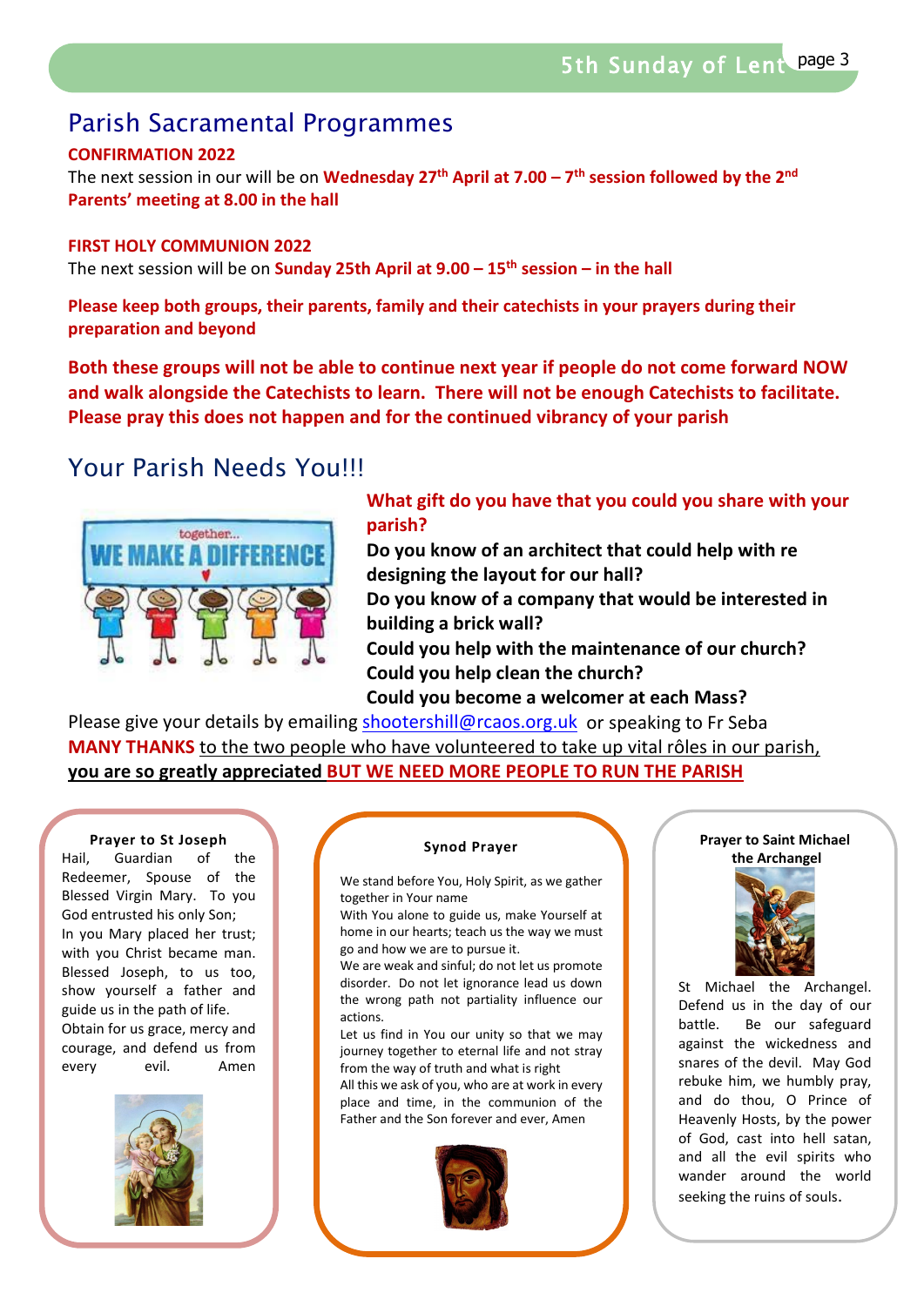## Parish Sacramental Programmes

**CONFIRMATION 2022**

The next session in our will be on **Wednesday 27th April at 7.00 – 7th session followed by the 2nd Parents' meeting at 8.00 in the hall**

**FIRST HOLY COMMUNION 2022**

The next session will be on **Sunday 25th April at 9.00 – 15th session – in the hall**

**Please keep both groups, their parents, family and their catechists in your prayers during their preparation and beyond**

**Both these groups will not be able to continue next year if people do not come forward NOW and walk alongside the Catechists to learn. There will not be enough Catechists to facilitate. Please pray this does not happen and for the continued vibrancy of your parish**

## Your Parish Needs You!!!

**What gift do you have that you could you share with your parish?**

**Do you know of an architect that could help with re designing the layout for our hall?**

**Do you know of a company that would be interested in building a brick wall?**

**Could you help with the maintenance of our church?**

**Could you help clean the church?**

**Could you become a welcomer at each Mass?**

Please give your details by emailing shootershill@rcaos.org.uk or speaking to Fr Seba

**MANY THANKS** to the two people who have volunteered to take up vital rôles in our parish, **you are so greatly appreciated BUT WE NEED MORE PEOPLE TO RUN THE PARISH**

### Prayer to St Joseph

Hail, Guardian of the Redeemer, Spouse of the Blessed Virgin Mary. To you God entrusted his only Son; In you Mary placed her trust; with you Christ became man. Blessed Joseph, to us too, show yourself a father and guide us in the path of life. Obtain for us grace, mercy and courage, and defend us from every evil. Amen

### Synod Prayer

We stand before You, Holy Spirit, as we gather together in Your name
With You alone to guide us, make Yourself at home in our hearts; teach us the way we must go and how we are to pursue it.
We are weak and sinful; do not let us promote disorder. Do not let ignorance lead us down the wrong path not partiality influence our actions.
Let us find in You our unity so that we may journey together to eternal life and not stray from the way of truth and what is right
All this we ask of you, who are at work in every place and time, in the communion of the Father and the Son forever and ever, Amen

### Prayer to Saint Michael the Archangel

St Michael the Archangel. Defend us in the day of our battle. Be our safeguard against the wickedness and snares of the devil. May God rebuke him, we humbly pray, and do thou, O Prince of Heavenly Hosts, by the power of God, cast into hell satan, and all the evil spirits who wander around the world seeking the ruins of souls.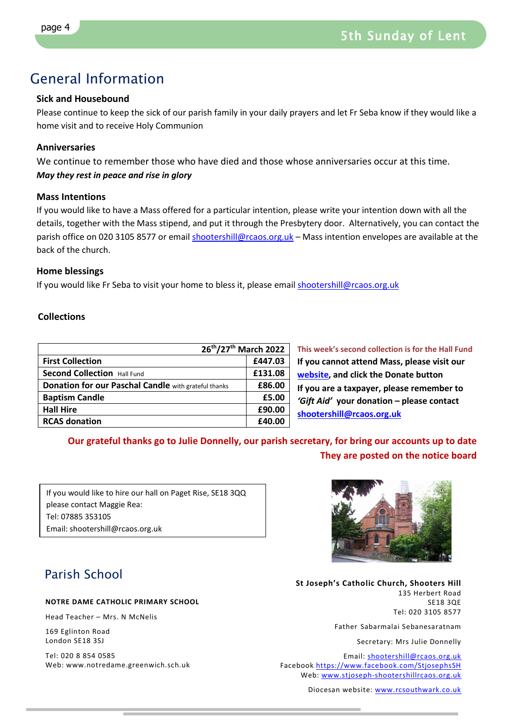# General Information

### Sick and Housebound

Please continue to keep the sick of our parish family in your daily prayers and let Fr Seba know if they would like a home visit and to receive Holy Communion

### Anniversaries

We continue to remember those who have died and those whose anniversaries occur at this time.

***May they rest in peace and rise in glory***

### Mass Intentions

If you would like to have a Mass offered for a particular intention, please write your intention down with all the details, together with the Mass stipend, and put it through the Presbytery door. Alternatively, you can contact the parish office on 020 3105 8577 or email shootershill@rcaos.org.uk – Mass intention envelopes are available at the back of the church.

### Home blessings

If you would like Fr Seba to visit your home to bless it, please email shootershill@rcaos.org.uk

### Collections

| | 26th/27th March 2022 |
|---|---|
| **First Collection** | **£447.03** |
| **Second Collection** Hall Fund | **£131.08** |
| **Donation for our Paschal Candle** with grateful thanks | **£86.00** |
| **Baptism Candle** | **£5.00** |
| **Hall Hire** | **£90.00** |
| **RCAS donation** | **£40.00** |

**This week's second collection is for the Hall Fund**

**If you cannot attend Mass, please visit our website, and click the Donate button**

**If you are a taxpayer, please remember to *'Gift Aid'* your donation – please contact shootershill@rcaos.org.uk**

**Our grateful thanks go to Julie Donnelly, our parish secretary, for bring our accounts up to date They are posted on the notice board**

If you would like to hire our hall on Paget Rise, SE18 3QQ please contact Maggie Rea:
Tel: 07885 353105
Email: shootershill@rcaos.org.uk

# Parish School

**NOTRE DAME CATHOLIC PRIMARY SCHOOL**

Head Teacher – Mrs. N McNelis

169 Eglinton Road
London SE18 3SJ

Tel: 020 8 854 0585
Web: www.notredame.greenwich.sch.uk

**St Joseph's Catholic Church, Shooters Hill**
135 Herbert Road
SE18 3QE
Tel: 020 3105 8577

Father Sabarmalai Sebanesaratnam

Secretary: Mrs Julie Donnelly

Email: shootershill@rcaos.org.uk
Facebook https://www.facebook.com/StjosephsSH
Web: www.stjoseph-shootershillrcaos.org.uk

Diocesan website: www.rcsouthwark.co.uk